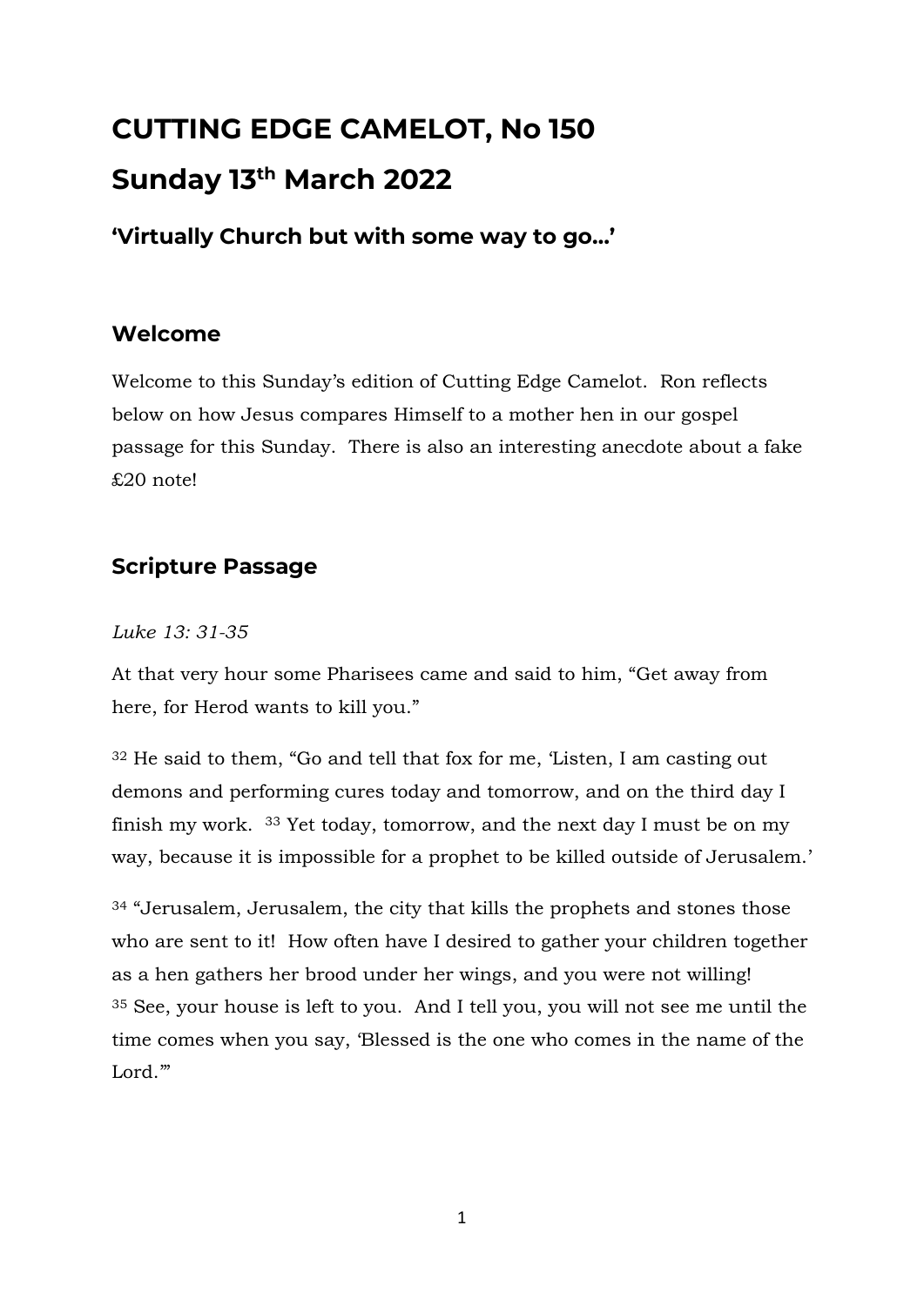# CUTTING EDGE CAMELOT, No 150

# Sunday 13th March 2022

### 'Virtually Church but with some way to go…'

## Welcome

Welcome to this Sunday's edition of Cutting Edge Camelot. Ron reflects below on how Jesus compares Himself to a mother hen in our gospel passage for this Sunday. There is also an interesting anecdote about a fake £20 note!

## Scripture Passage

*Luke 13: 31-35*

At that very hour some Pharisees came and said to him, "Get away from here, for Herod wants to kill you."

32 He said to them, "Go and tell that fox for me, 'Listen, I am casting out demons and performing cures today and tomorrow, and on the third day I finish my work. 33 Yet today, tomorrow, and the next day I must be on my way, because it is impossible for a prophet to be killed outside of Jerusalem.'

34 "Jerusalem, Jerusalem, the city that kills the prophets and stones those who are sent to it! How often have I desired to gather your children together as a hen gathers her brood under her wings, and you were not willing! 35 See, your house is left to you. And I tell you, you will not see me until the time comes when you say, 'Blessed is the one who comes in the name of the Lord.'"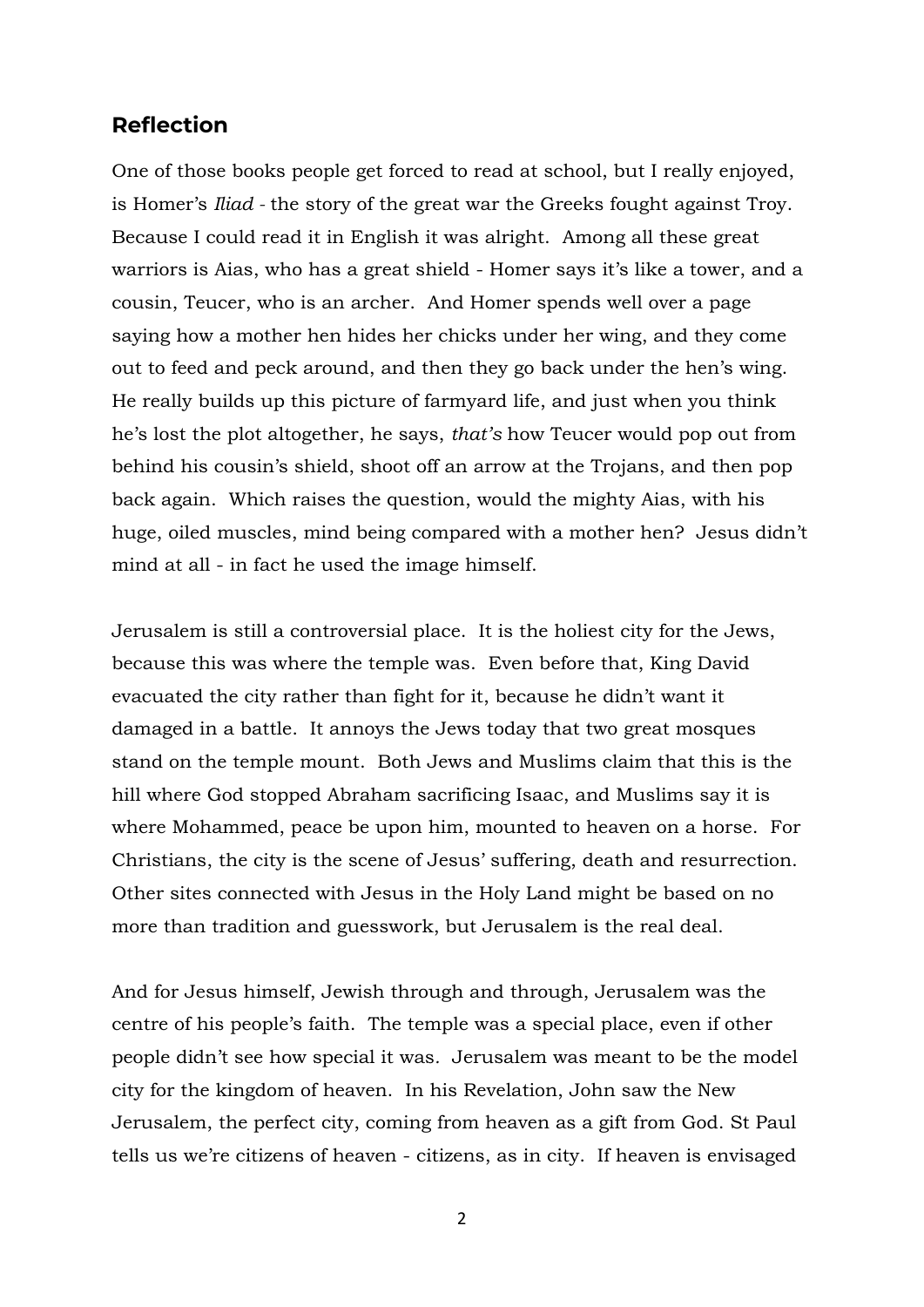## Reflection

One of those books people get forced to read at school, but I really enjoyed, is Homer's *Iliad* - the story of the great war the Greeks fought against Troy. Because I could read it in English it was alright. Among all these great warriors is Aias, who has a great shield - Homer says it's like a tower, and a cousin, Teucer, who is an archer. And Homer spends well over a page saying how a mother hen hides her chicks under her wing, and they come out to feed and peck around, and then they go back under the hen's wing. He really builds up this picture of farmyard life, and just when you think he's lost the plot altogether, he says, *that's* how Teucer would pop out from behind his cousin's shield, shoot off an arrow at the Trojans, and then pop back again. Which raises the question, would the mighty Aias, with his huge, oiled muscles, mind being compared with a mother hen? Jesus didn't mind at all - in fact he used the image himself.

Jerusalem is still a controversial place. It is the holiest city for the Jews, because this was where the temple was. Even before that, King David evacuated the city rather than fight for it, because he didn't want it damaged in a battle. It annoys the Jews today that two great mosques stand on the temple mount. Both Jews and Muslims claim that this is the hill where God stopped Abraham sacrificing Isaac, and Muslims say it is where Mohammed, peace be upon him, mounted to heaven on a horse. For Christians, the city is the scene of Jesus' suffering, death and resurrection. Other sites connected with Jesus in the Holy Land might be based on no more than tradition and guesswork, but Jerusalem is the real deal.

And for Jesus himself, Jewish through and through, Jerusalem was the centre of his people's faith. The temple was a special place, even if other people didn't see how special it was. Jerusalem was meant to be the model city for the kingdom of heaven. In his Revelation, John saw the New Jerusalem, the perfect city, coming from heaven as a gift from God. St Paul tells us we're citizens of heaven - citizens, as in city. If heaven is envisaged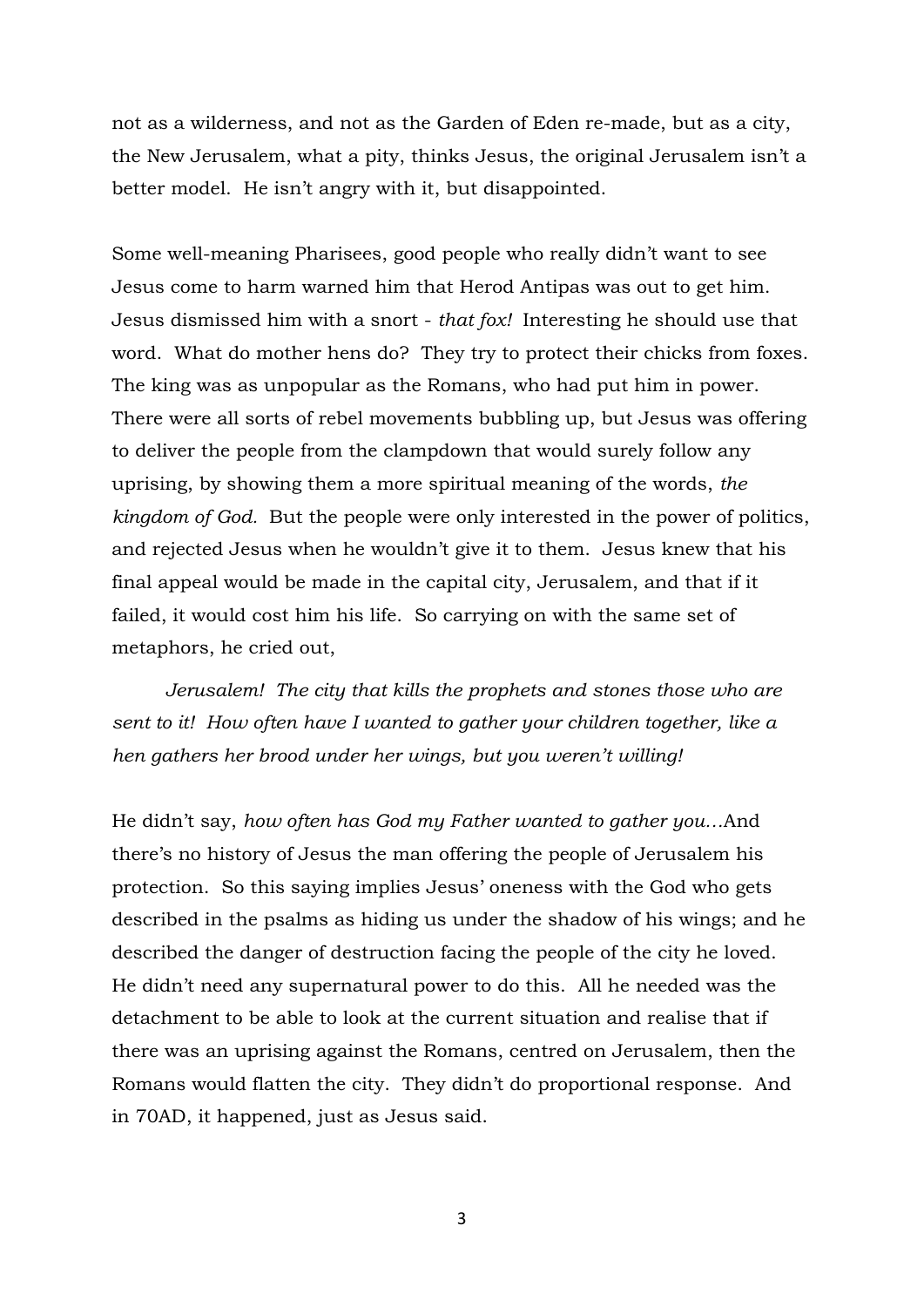not as a wilderness, and not as the Garden of Eden re-made, but as a city, the New Jerusalem, what a pity, thinks Jesus, the original Jerusalem isn't a better model. He isn't angry with it, but disappointed.

Some well-meaning Pharisees, good people who really didn't want to see Jesus come to harm warned him that Herod Antipas was out to get him. Jesus dismissed him with a snort - *that fox!* Interesting he should use that word. What do mother hens do? They try to protect their chicks from foxes. The king was as unpopular as the Romans, who had put him in power. There were all sorts of rebel movements bubbling up, but Jesus was offering to deliver the people from the clampdown that would surely follow any uprising, by showing them a more spiritual meaning of the words, *the kingdom of God.* But the people were only interested in the power of politics, and rejected Jesus when he wouldn't give it to them. Jesus knew that his final appeal would be made in the capital city, Jerusalem, and that if it failed, it would cost him his life. So carrying on with the same set of metaphors, he cried out,

> *Jerusalem! The city that kills the prophets and stones those who are sent to it! How often have I wanted to gather your children together, like a hen gathers her brood under her wings, but you weren't willing!*

He didn't say, *how often has God my Father wanted to gather you…*And there's no history of Jesus the man offering the people of Jerusalem his protection. So this saying implies Jesus' oneness with the God who gets described in the psalms as hiding us under the shadow of his wings; and he described the danger of destruction facing the people of the city he loved. He didn't need any supernatural power to do this. All he needed was the detachment to be able to look at the current situation and realise that if there was an uprising against the Romans, centred on Jerusalem, then the Romans would flatten the city. They didn't do proportional response. And in 70AD, it happened, just as Jesus said.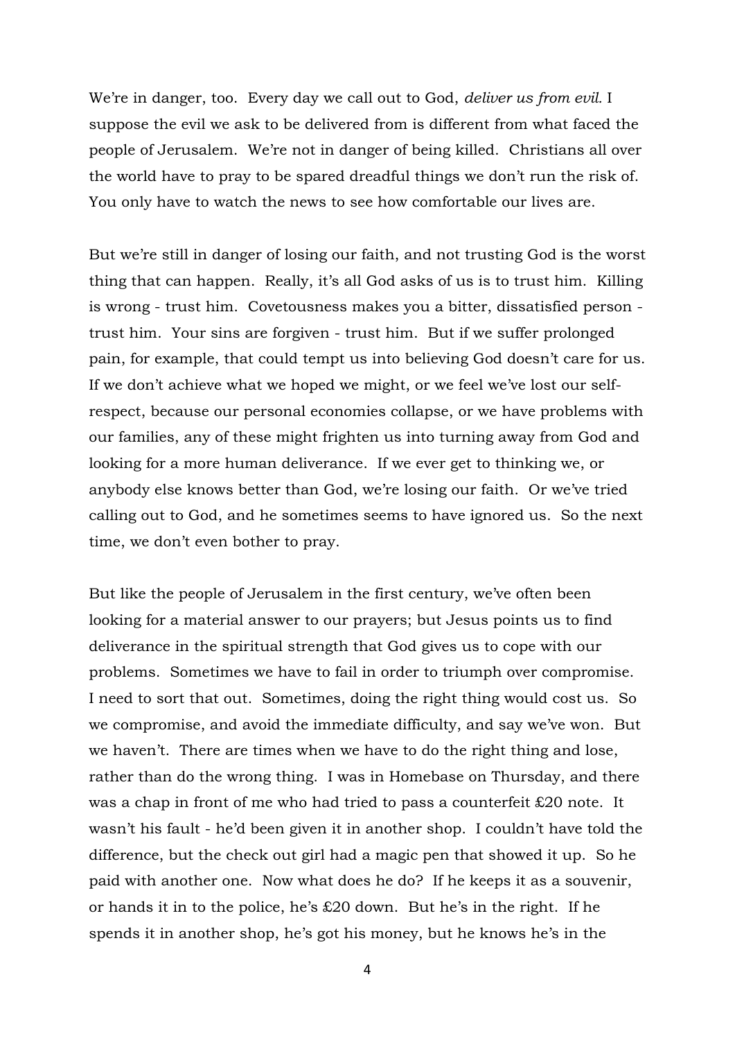We're in danger, too. Every day we call out to God, *deliver us from evil.* I suppose the evil we ask to be delivered from is different from what faced the people of Jerusalem. We're not in danger of being killed. Christians all over the world have to pray to be spared dreadful things we don't run the risk of. You only have to watch the news to see how comfortable our lives are.

But we're still in danger of losing our faith, and not trusting God is the worst thing that can happen. Really, it's all God asks of us is to trust him. Killing is wrong - trust him. Covetousness makes you a bitter, dissatisfied person - trust him. Your sins are forgiven - trust him. But if we suffer prolonged pain, for example, that could tempt us into believing God doesn't care for us. If we don't achieve what we hoped we might, or we feel we've lost our self-respect, because our personal economies collapse, or we have problems with our families, any of these might frighten us into turning away from God and looking for a more human deliverance. If we ever get to thinking we, or anybody else knows better than God, we're losing our faith. Or we've tried calling out to God, and he sometimes seems to have ignored us. So the next time, we don't even bother to pray.

But like the people of Jerusalem in the first century, we've often been looking for a material answer to our prayers; but Jesus points us to find deliverance in the spiritual strength that God gives us to cope with our problems. Sometimes we have to fail in order to triumph over compromise. I need to sort that out. Sometimes, doing the right thing would cost us. So we compromise, and avoid the immediate difficulty, and say we've won. But we haven't. There are times when we have to do the right thing and lose, rather than do the wrong thing. I was in Homebase on Thursday, and there was a chap in front of me who had tried to pass a counterfeit £20 note. It wasn't his fault - he'd been given it in another shop. I couldn't have told the difference, but the check out girl had a magic pen that showed it up. So he paid with another one. Now what does he do? If he keeps it as a souvenir, or hands it in to the police, he's £20 down. But he's in the right. If he spends it in another shop, he's got his money, but he knows he's in the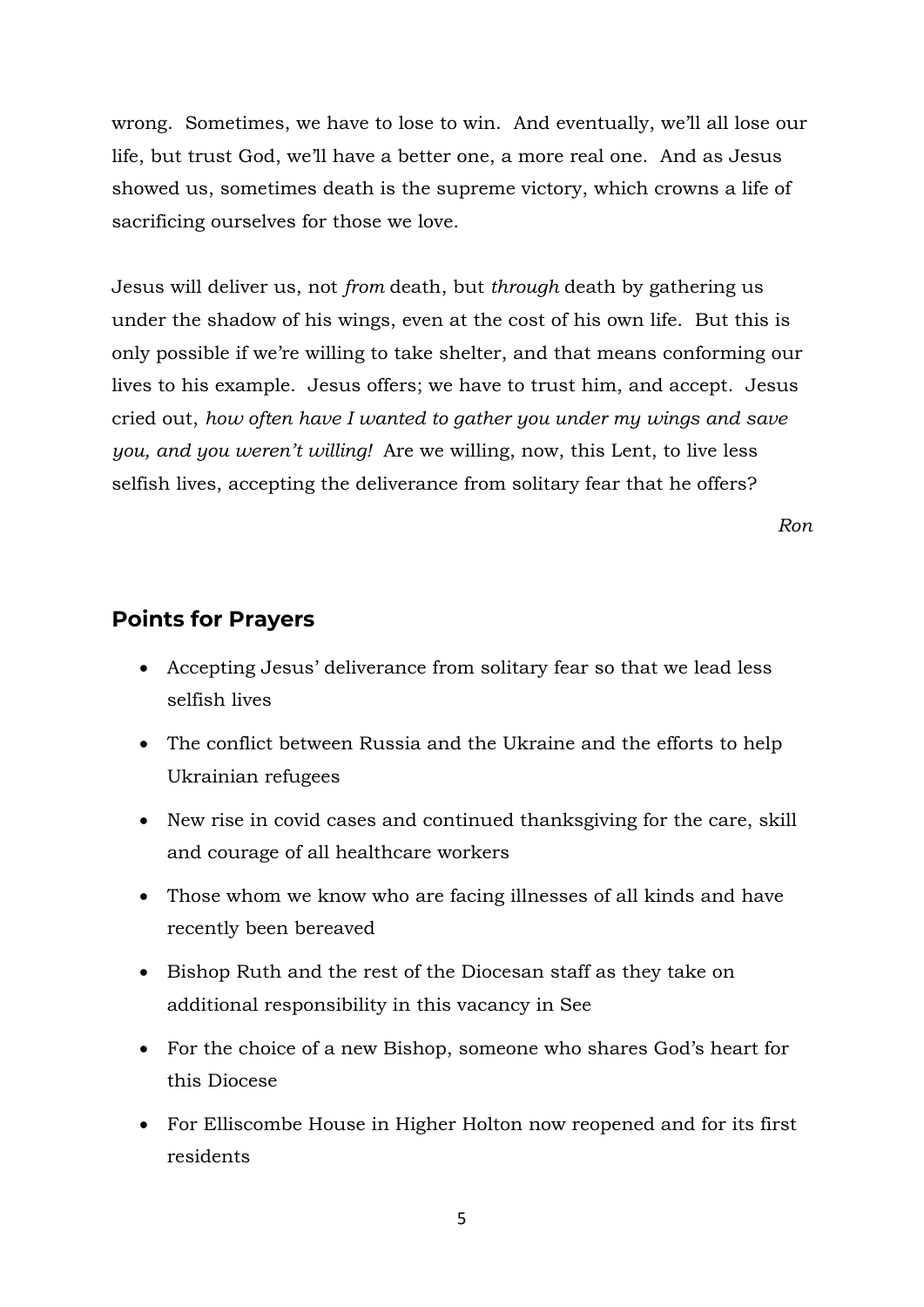wrong. Sometimes, we have to lose to win. And eventually, we'll all lose our life, but trust God, we'll have a better one, a more real one. And as Jesus showed us, sometimes death is the supreme victory, which crowns a life of sacrificing ourselves for those we love.

Jesus will deliver us, not *from* death, but *through* death by gathering us under the shadow of his wings, even at the cost of his own life. But this is only possible if we're willing to take shelter, and that means conforming our lives to his example. Jesus offers; we have to trust him, and accept. Jesus cried out, *how often have I wanted to gather you under my wings and save you, and you weren't willing!* Are we willing, now, this Lent, to live less selfish lives, accepting the deliverance from solitary fear that he offers?

*Ron*

## Points for Prayers

- Accepting Jesus' deliverance from solitary fear so that we lead less selfish lives
- The conflict between Russia and the Ukraine and the efforts to help Ukrainian refugees
- New rise in covid cases and continued thanksgiving for the care, skill and courage of all healthcare workers
- Those whom we know who are facing illnesses of all kinds and have recently been bereaved
- Bishop Ruth and the rest of the Diocesan staff as they take on additional responsibility in this vacancy in See
- For the choice of a new Bishop, someone who shares God's heart for this Diocese
- For Elliscombe House in Higher Holton now reopened and for its first residents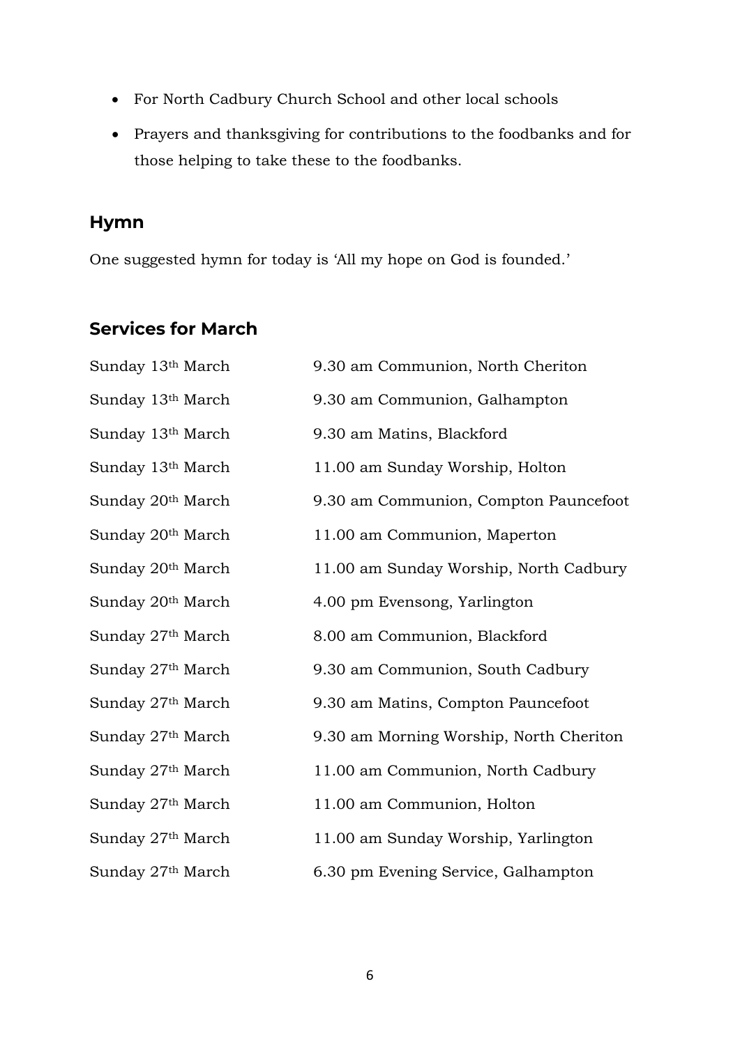- For North Cadbury Church School and other local schools
- Prayers and thanksgiving for contributions to the foodbanks and for those helping to take these to the foodbanks.

## Hymn

One suggested hymn for today is 'All my hope on God is founded.'

## Services for March

| | |
|---|---|
| Sunday 13th March | 9.30 am Communion, North Cheriton |
| Sunday 13th March | 9.30 am Communion, Galhampton |
| Sunday 13th March | 9.30 am Matins, Blackford |
| Sunday 13th March | 11.00 am Sunday Worship, Holton |
| Sunday 20th March | 9.30 am Communion, Compton Pauncefoot |
| Sunday 20th March | 11.00 am Communion, Maperton |
| Sunday 20th March | 11.00 am Sunday Worship, North Cadbury |
| Sunday 20th March | 4.00 pm Evensong, Yarlington |
| Sunday 27th March | 8.00 am Communion, Blackford |
| Sunday 27th March | 9.30 am Communion, South Cadbury |
| Sunday 27th March | 9.30 am Matins, Compton Pauncefoot |
| Sunday 27th March | 9.30 am Morning Worship, North Cheriton |
| Sunday 27th March | 11.00 am Communion, North Cadbury |
| Sunday 27th March | 11.00 am Communion, Holton |
| Sunday 27th March | 11.00 am Sunday Worship, Yarlington |
| Sunday 27th March | 6.30 pm Evening Service, Galhampton |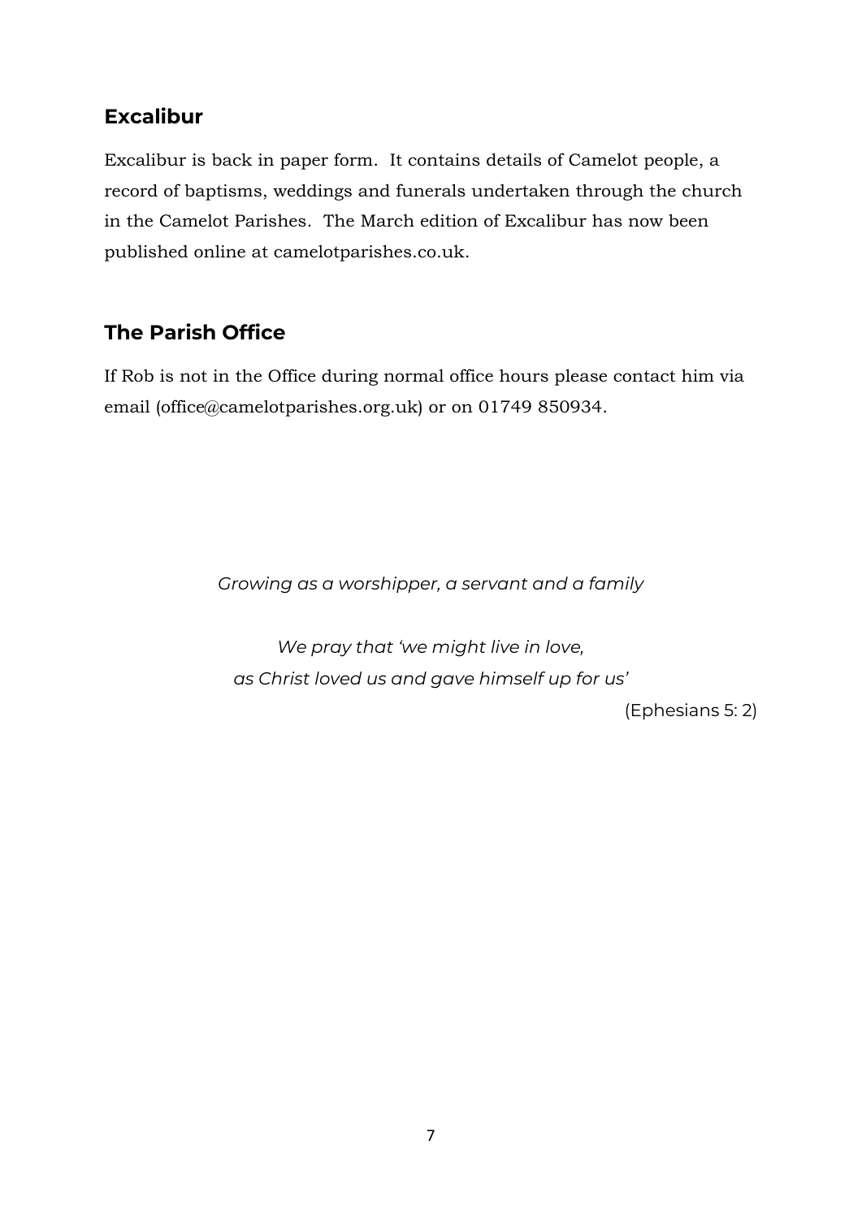## Excalibur

Excalibur is back in paper form.  It contains details of Camelot people, a record of baptisms, weddings and funerals undertaken through the church in the Camelot Parishes.  The March edition of Excalibur has now been published online at camelotparishes.co.uk.

## The Parish Office

If Rob is not in the Office during normal office hours please contact him via email (office@camelotparishes.org.uk) or on 01749 850934.

*Growing as a worshipper, a servant and a family*

*We pray that 'we might live in love,*
*as Christ loved us and gave himself up for us'*

(Ephesians 5: 2)